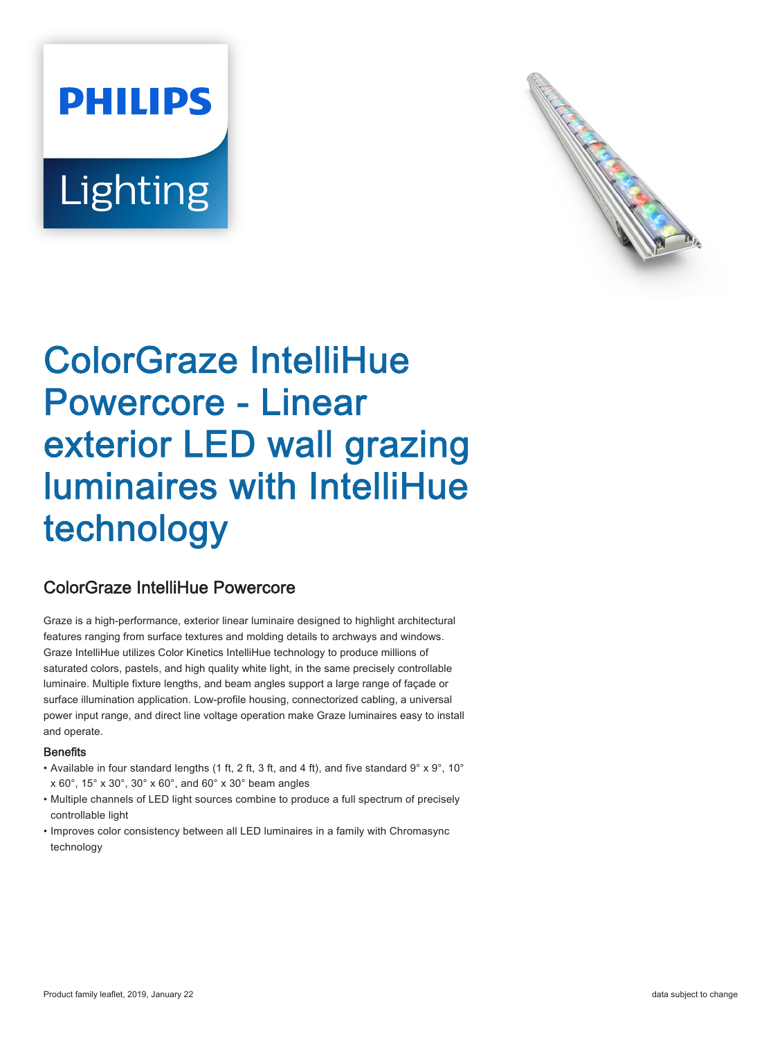PHILIPS

Lighting

# ColorGraze IntelliHue Powercore - Linear exterior LED wall grazing luminaires with IntelliHue technology

## ColorGraze IntelliHue Powercore

Graze is a high-performance, exterior linear luminaire designed to highlight architectural features ranging from surface textures and molding details to archways and windows. Graze IntelliHue utilizes Color Kinetics IntelliHue technology to produce millions of saturated colors, pastels, and high quality white light, in the same precisely controllable luminaire. Multiple fixture lengths, and beam angles support a large range of façade or surface illumination application. Low-profile housing, connectorized cabling, a universal power input range, and direct line voltage operation make Graze luminaires easy to install and operate.

### Benefits

- Available in four standard lengths (1 ft, 2 ft, 3 ft, and 4 ft), and five standard 9° x 9°, 10° x 60°, 15° x 30°, 30° x 60°, and 60° x 30° beam angles
- Multiple channels of LED light sources combine to produce a full spectrum of precisely controllable light
- Improves color consistency between all LED luminaires in a family with Chromasync technology

Product family leaflet, 2019, January 22

data subject to change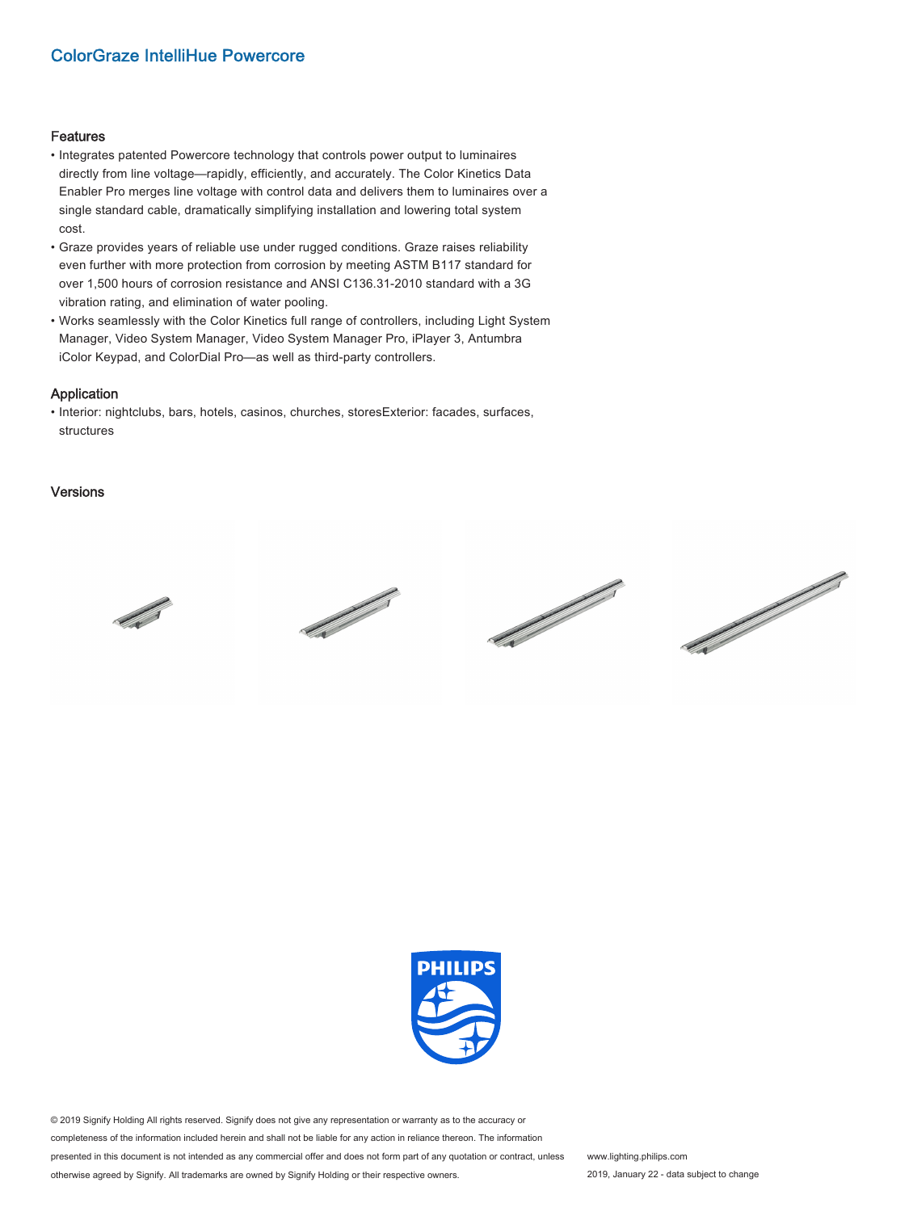# ColorGraze IntelliHue Powercore

## Features

- Integrates patented Powercore technology that controls power output to luminaires directly from line voltage—rapidly, efficiently, and accurately. The Color Kinetics Data Enabler Pro merges line voltage with control data and delivers them to luminaires over a single standard cable, dramatically simplifying installation and lowering total system cost.
- Graze provides years of reliable use under rugged conditions. Graze raises reliability even further with more protection from corrosion by meeting ASTM B117 standard for over 1,500 hours of corrosion resistance and ANSI C136.31-2010 standard with a 3G vibration rating, and elimination of water pooling.
- Works seamlessly with the Color Kinetics full range of controllers, including Light System Manager, Video System Manager, Video System Manager Pro, iPlayer 3, Antumbra iColor Keypad, and ColorDial Pro—as well as third-party controllers.

## Application

- Interior: nightclubs, bars, hotels, casinos, churches, storesExterior: facades, surfaces, structures

## Versions

© 2019 Signify Holding All rights reserved. Signify does not give any representation or warranty as to the accuracy or completeness of the information included herein and shall not be liable for any action in reliance thereon. The information presented in this document is not intended as any commercial offer and does not form part of any quotation or contract, unless otherwise agreed by Signify. All trademarks are owned by Signify Holding or their respective owners.

www.lighting.philips.com

2019, January 22 - data subject to change